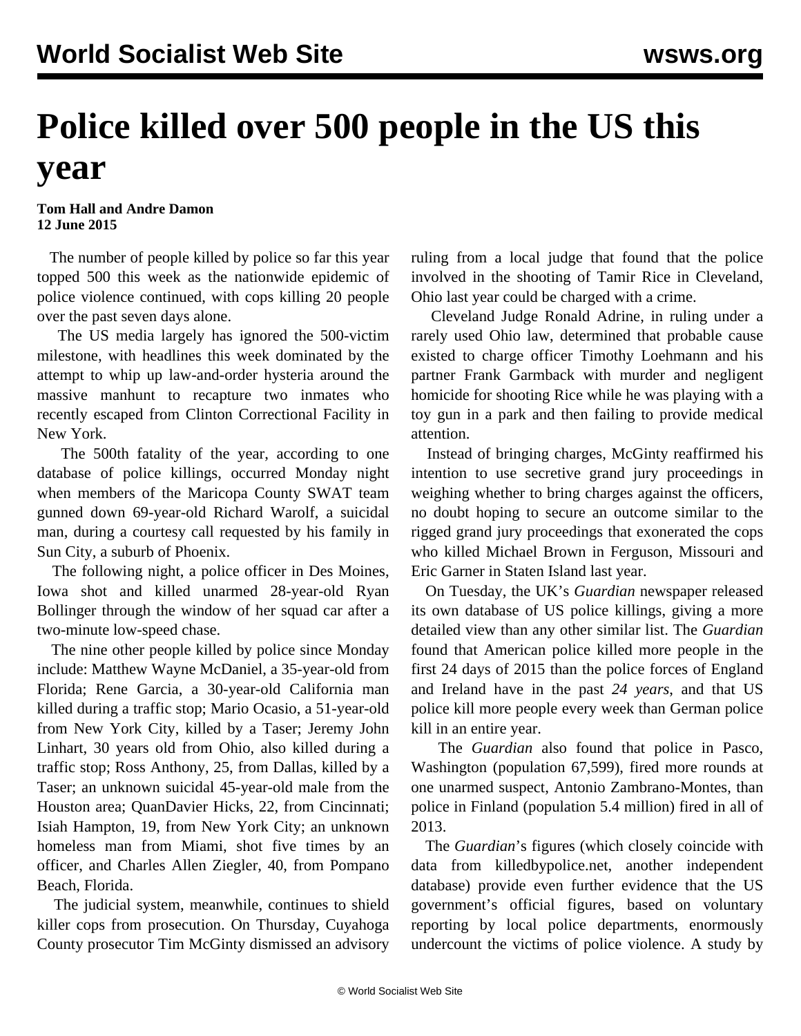# Police killed over 500 people in the US this year

**Tom Hall and Andre Damon**
**12 June 2015**

The number of people killed by police so far this year topped 500 this week as the nationwide epidemic of police violence continued, with cops killing 20 people over the past seven days alone.

The US media largely has ignored the 500-victim milestone, with headlines this week dominated by the attempt to whip up law-and-order hysteria around the massive manhunt to recapture two inmates who recently escaped from Clinton Correctional Facility in New York.

The 500th fatality of the year, according to one database of police killings, occurred Monday night when members of the Maricopa County SWAT team gunned down 69-year-old Richard Warolf, a suicidal man, during a courtesy call requested by his family in Sun City, a suburb of Phoenix.

The following night, a police officer in Des Moines, Iowa shot and killed unarmed 28-year-old Ryan Bollinger through the window of her squad car after a two-minute low-speed chase.

The nine other people killed by police since Monday include: Matthew Wayne McDaniel, a 35-year-old from Florida; Rene Garcia, a 30-year-old California man killed during a traffic stop; Mario Ocasio, a 51-year-old from New York City, killed by a Taser; Jeremy John Linhart, 30 years old from Ohio, also killed during a traffic stop; Ross Anthony, 25, from Dallas, killed by a Taser; an unknown suicidal 45-year-old male from the Houston area; QuanDavier Hicks, 22, from Cincinnati; Isiah Hampton, 19, from New York City; an unknown homeless man from Miami, shot five times by an officer, and Charles Allen Ziegler, 40, from Pompano Beach, Florida.

The judicial system, meanwhile, continues to shield killer cops from prosecution. On Thursday, Cuyahoga County prosecutor Tim McGinty dismissed an advisory ruling from a local judge that found that the police involved in the shooting of Tamir Rice in Cleveland, Ohio last year could be charged with a crime.

Cleveland Judge Ronald Adrine, in ruling under a rarely used Ohio law, determined that probable cause existed to charge officer Timothy Loehmann and his partner Frank Garmback with murder and negligent homicide for shooting Rice while he was playing with a toy gun in a park and then failing to provide medical attention.

Instead of bringing charges, McGinty reaffirmed his intention to use secretive grand jury proceedings in weighing whether to bring charges against the officers, no doubt hoping to secure an outcome similar to the rigged grand jury proceedings that exonerated the cops who killed Michael Brown in Ferguson, Missouri and Eric Garner in Staten Island last year.

On Tuesday, the UK's *Guardian* newspaper released its own database of US police killings, giving a more detailed view than any other similar list. The *Guardian* found that American police killed more people in the first 24 days of 2015 than the police forces of England and Ireland have in the past *24 years*, and that US police kill more people every week than German police kill in an entire year.

The *Guardian* also found that police in Pasco, Washington (population 67,599), fired more rounds at one unarmed suspect, Antonio Zambrano-Montes, than police in Finland (population 5.4 million) fired in all of 2013.

The *Guardian*'s figures (which closely coincide with data from killedbypolice.net, another independent database) provide even further evidence that the US government's official figures, based on voluntary reporting by local police departments, enormously undercount the victims of police violence. A study by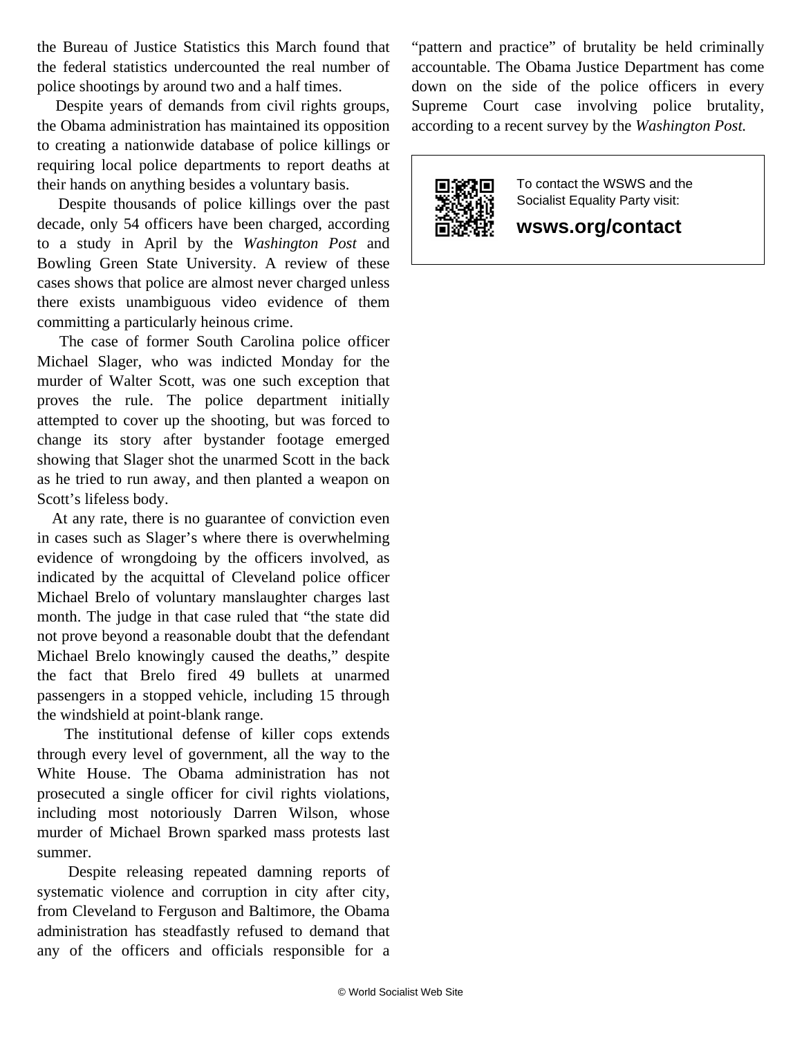the Bureau of Justice Statistics this March found that the federal statistics undercounted the real number of police shootings by around two and a half times.

Despite years of demands from civil rights groups, the Obama administration has maintained its opposition to creating a nationwide database of police killings or requiring local police departments to report deaths at their hands on anything besides a voluntary basis.

Despite thousands of police killings over the past decade, only 54 officers have been charged, according to a study in April by the *Washington Post* and Bowling Green State University. A review of these cases shows that police are almost never charged unless there exists unambiguous video evidence of them committing a particularly heinous crime.

The case of former South Carolina police officer Michael Slager, who was indicted Monday for the murder of Walter Scott, was one such exception that proves the rule. The police department initially attempted to cover up the shooting, but was forced to change its story after bystander footage emerged showing that Slager shot the unarmed Scott in the back as he tried to run away, and then planted a weapon on Scott's lifeless body.

At any rate, there is no guarantee of conviction even in cases such as Slager's where there is overwhelming evidence of wrongdoing by the officers involved, as indicated by the acquittal of Cleveland police officer Michael Brelo of voluntary manslaughter charges last month. The judge in that case ruled that "the state did not prove beyond a reasonable doubt that the defendant Michael Brelo knowingly caused the deaths," despite the fact that Brelo fired 49 bullets at unarmed passengers in a stopped vehicle, including 15 through the windshield at point-blank range.

The institutional defense of killer cops extends through every level of government, all the way to the White House. The Obama administration has not prosecuted a single officer for civil rights violations, including most notoriously Darren Wilson, whose murder of Michael Brown sparked mass protests last summer.

Despite releasing repeated damning reports of systematic violence and corruption in city after city, from Cleveland to Ferguson and Baltimore, the Obama administration has steadfastly refused to demand that any of the officers and officials responsible for a "pattern and practice" of brutality be held criminally accountable. The Obama Justice Department has come down on the side of the police officers in every Supreme Court case involving police brutality, according to a recent survey by the *Washington Post.*

To contact the WSWS and the Socialist Equality Party visit:

**wsws.org/contact**